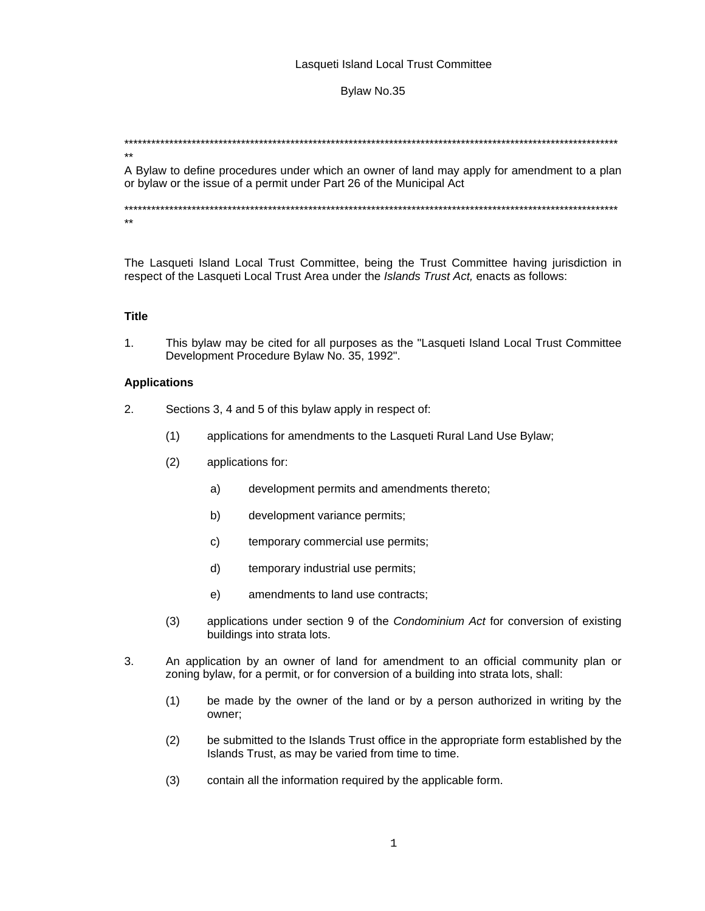Lasqueti Island Local Trust Committee

Bylaw No.35

*************************************************************************************************************
**

A Bylaw to define procedures under which an owner of land may apply for amendment to a plan or bylaw or the issue of a permit under Part 26 of the Municipal Act

*************************************************************************************************************
**

The Lasqueti Island Local Trust Committee, being the Trust Committee having jurisdiction in respect of the Lasqueti Local Trust Area under the *Islands Trust Act,* enacts as follows:

**Title**

1. This bylaw may be cited for all purposes as the "Lasqueti Island Local Trust Committee Development Procedure Bylaw No. 35, 1992".

**Applications**

2. Sections 3, 4 and 5 of this bylaw apply in respect of:

   (1) applications for amendments to the Lasqueti Rural Land Use Bylaw;

   (2) applications for:

      a) development permits and amendments thereto;

      b) development variance permits;

      c) temporary commercial use permits;

      d) temporary industrial use permits;

      e) amendments to land use contracts;

   (3) applications under section 9 of the *Condominium Act* for conversion of existing buildings into strata lots.

3. An application by an owner of land for amendment to an official community plan or zoning bylaw, for a permit, or for conversion of a building into strata lots, shall:

   (1) be made by the owner of the land or by a person authorized in writing by the owner;

   (2) be submitted to the Islands Trust office in the appropriate form established by the Islands Trust, as may be varied from time to time.

   (3) contain all the information required by the applicable form.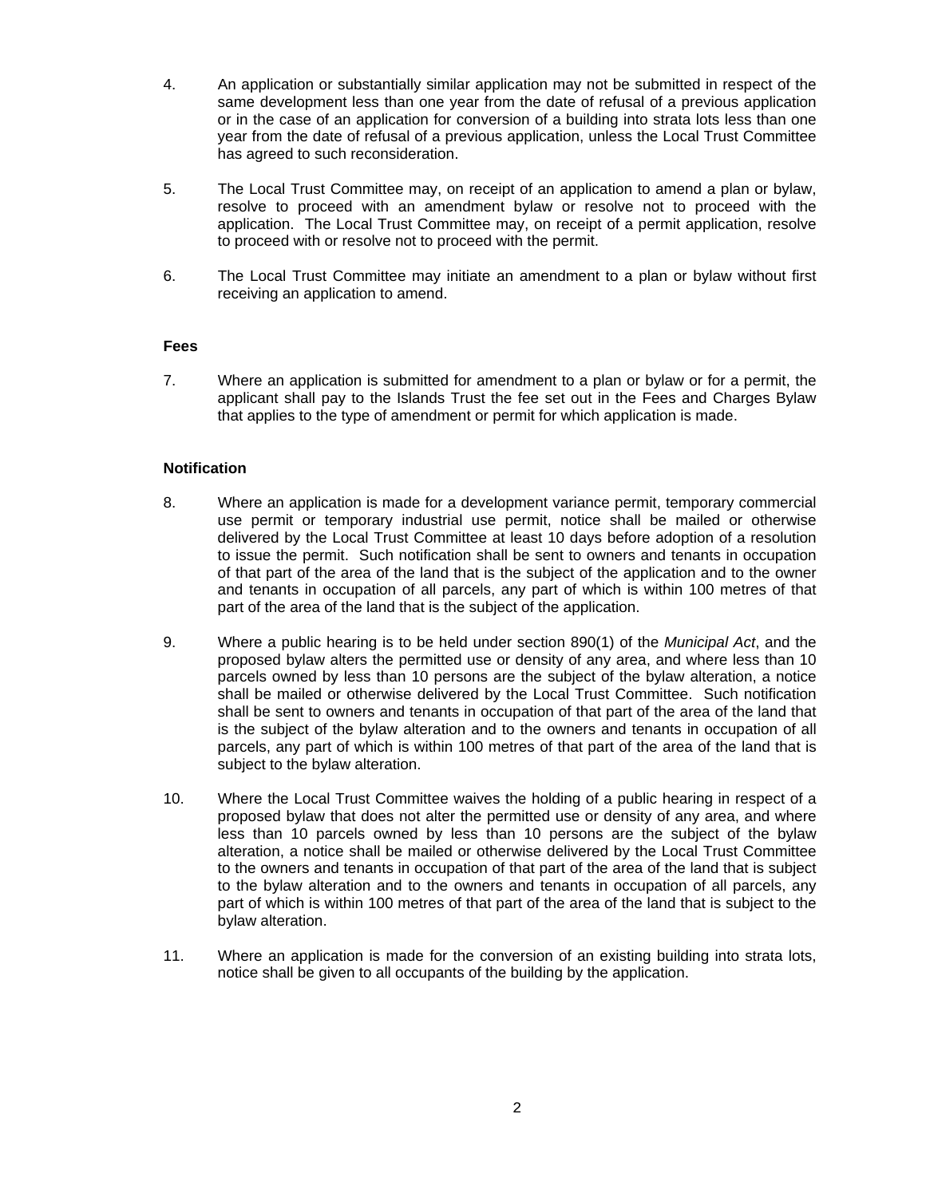4. An application or substantially similar application may not be submitted in respect of the same development less than one year from the date of refusal of a previous application or in the case of an application for conversion of a building into strata lots less than one year from the date of refusal of a previous application, unless the Local Trust Committee has agreed to such reconsideration.

5. The Local Trust Committee may, on receipt of an application to amend a plan or bylaw, resolve to proceed with an amendment bylaw or resolve not to proceed with the application. The Local Trust Committee may, on receipt of a permit application, resolve to proceed with or resolve not to proceed with the permit.

6. The Local Trust Committee may initiate an amendment to a plan or bylaw without first receiving an application to amend.

**Fees**

7. Where an application is submitted for amendment to a plan or bylaw or for a permit, the applicant shall pay to the Islands Trust the fee set out in the Fees and Charges Bylaw that applies to the type of amendment or permit for which application is made.

**Notification**

8. Where an application is made for a development variance permit, temporary commercial use permit or temporary industrial use permit, notice shall be mailed or otherwise delivered by the Local Trust Committee at least 10 days before adoption of a resolution to issue the permit. Such notification shall be sent to owners and tenants in occupation of that part of the area of the land that is the subject of the application and to the owner and tenants in occupation of all parcels, any part of which is within 100 metres of that part of the area of the land that is the subject of the application.

9. Where a public hearing is to be held under section 890(1) of the *Municipal Act*, and the proposed bylaw alters the permitted use or density of any area, and where less than 10 parcels owned by less than 10 persons are the subject of the bylaw alteration, a notice shall be mailed or otherwise delivered by the Local Trust Committee. Such notification shall be sent to owners and tenants in occupation of that part of the area of the land that is the subject of the bylaw alteration and to the owners and tenants in occupation of all parcels, any part of which is within 100 metres of that part of the area of the land that is subject to the bylaw alteration.

10. Where the Local Trust Committee waives the holding of a public hearing in respect of a proposed bylaw that does not alter the permitted use or density of any area, and where less than 10 parcels owned by less than 10 persons are the subject of the bylaw alteration, a notice shall be mailed or otherwise delivered by the Local Trust Committee to the owners and tenants in occupation of that part of the area of the land that is subject to the bylaw alteration and to the owners and tenants in occupation of all parcels, any part of which is within 100 metres of that part of the area of the land that is subject to the bylaw alteration.

11. Where an application is made for the conversion of an existing building into strata lots, notice shall be given to all occupants of the building by the application.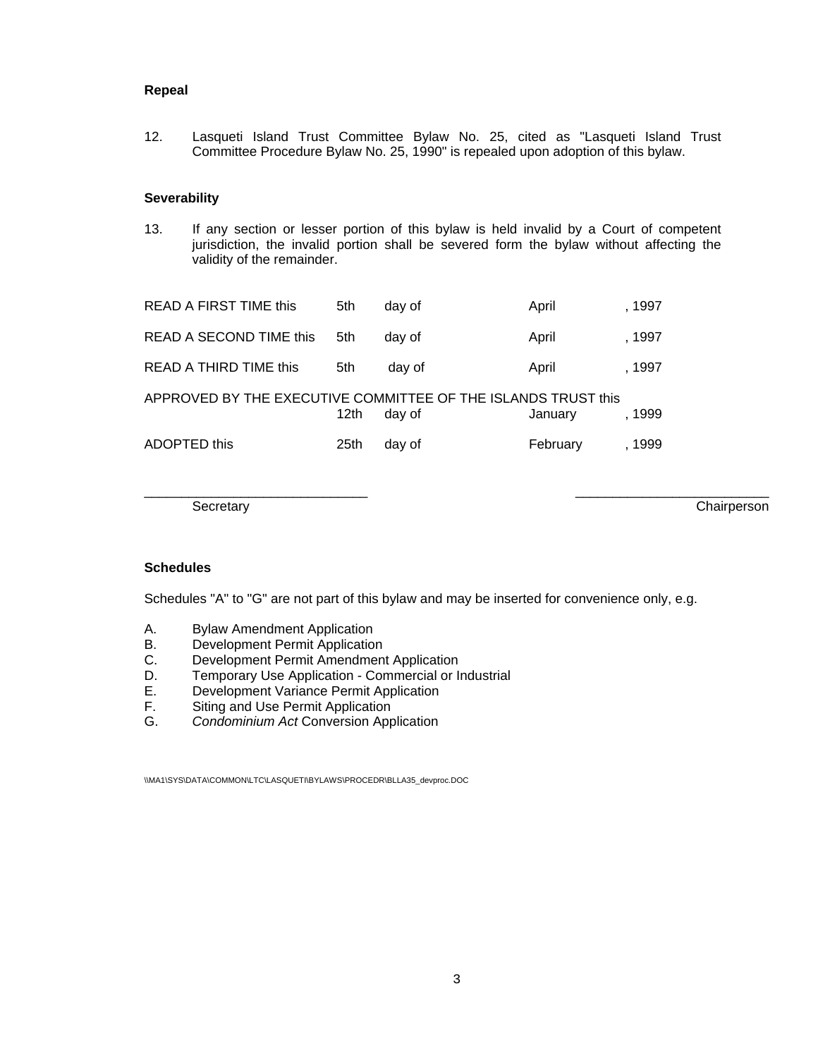**Repeal**

12. Lasqueti Island Trust Committee Bylaw No. 25, cited as "Lasqueti Island Trust Committee Procedure Bylaw No. 25, 1990" is repealed upon adoption of this bylaw.

**Severability**

13. If any section or lesser portion of this bylaw is held invalid by a Court of competent jurisdiction, the invalid portion shall be severed form the bylaw without affecting the validity of the remainder.

| | | | | |
|---|---|---|---|---|
| READ A FIRST TIME this | 5th | day of | April | , 1997 |
| READ A SECOND TIME this | 5th | day of | April | , 1997 |
| READ A THIRD TIME this | 5th | day of | April | , 1997 |

APPROVED BY THE EXECUTIVE COMMITTEE OF THE ISLANDS TRUST this

| | | | | |
|---|---|---|---|---|
| | 12th | day of | January | , 1999 |
| ADOPTED this | 25th | day of | February | , 1999 |

______________________________ Secretary

__________________________ Chairperson

**Schedules**

Schedules "A" to "G" are not part of this bylaw and may be inserted for convenience only, e.g.

A. Bylaw Amendment Application
B. Development Permit Application
C. Development Permit Amendment Application
D. Temporary Use Application - Commercial or Industrial
E. Development Variance Permit Application
F. Siting and Use Permit Application
G. *Condominium Act* Conversion Application

\\MA1\SYS\DATA\COMMON\LTC\LASQUETI\BYLAWS\PROCEDR\BLLA35_devproc.DOC